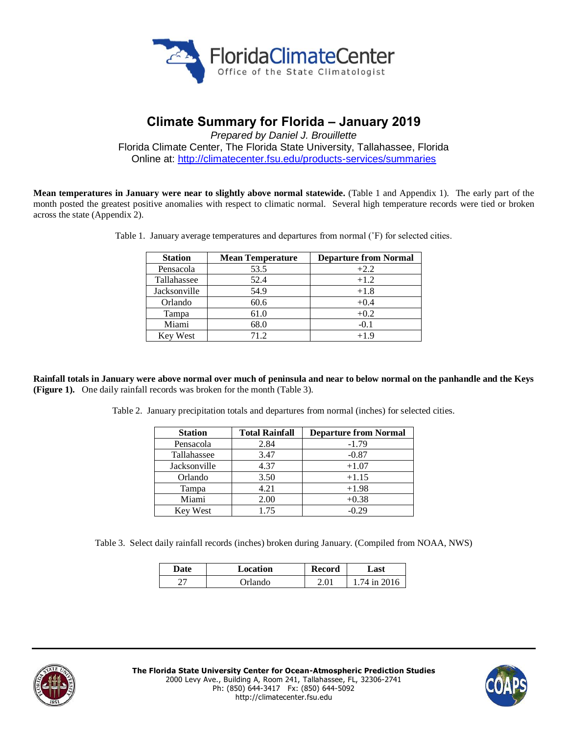# Climate Summary for Florida – January 2019

*Prepared by Daniel J. Brouillette*

Florida Climate Center, The Florida State University, Tallahassee, Florida

Online at: http://climatecenter.fsu.edu/products-services/summaries

**Mean temperatures in January were near to slightly above normal statewide.** (Table 1 and Appendix 1). The early part of the month posted the greatest positive anomalies with respect to climatic normal. Several high temperature records were tied or broken across the state (Appendix 2).

Table 1. January average temperatures and departures from normal (˚F) for selected cities.

| Station | Mean Temperature | Departure from Normal |
|---|---|---|
| Pensacola | 53.5 | +2.2 |
| Tallahassee | 52.4 | +1.2 |
| Jacksonville | 54.9 | +1.8 |
| Orlando | 60.6 | +0.4 |
| Tampa | 61.0 | +0.2 |
| Miami | 68.0 | -0.1 |
| Key West | 71.2 | +1.9 |

**Rainfall totals in January were above normal over much of peninsula and near to below normal on the panhandle and the Keys (Figure 1).** One daily rainfall records was broken for the month (Table 3).

Table 2. January precipitation totals and departures from normal (inches) for selected cities.

| Station | Total Rainfall | Departure from Normal |
|---|---|---|
| Pensacola | 2.84 | -1.79 |
| Tallahassee | 3.47 | -0.87 |
| Jacksonville | 4.37 | +1.07 |
| Orlando | 3.50 | +1.15 |
| Tampa | 4.21 | +1.98 |
| Miami | 2.00 | +0.38 |
| Key West | 1.75 | -0.29 |

Table 3. Select daily rainfall records (inches) broken during January. (Compiled from NOAA, NWS)

| Date | Location | Record | Last |
|---|---|---|---|
| 27 | Orlando | 2.01 | 1.74 in 2016 |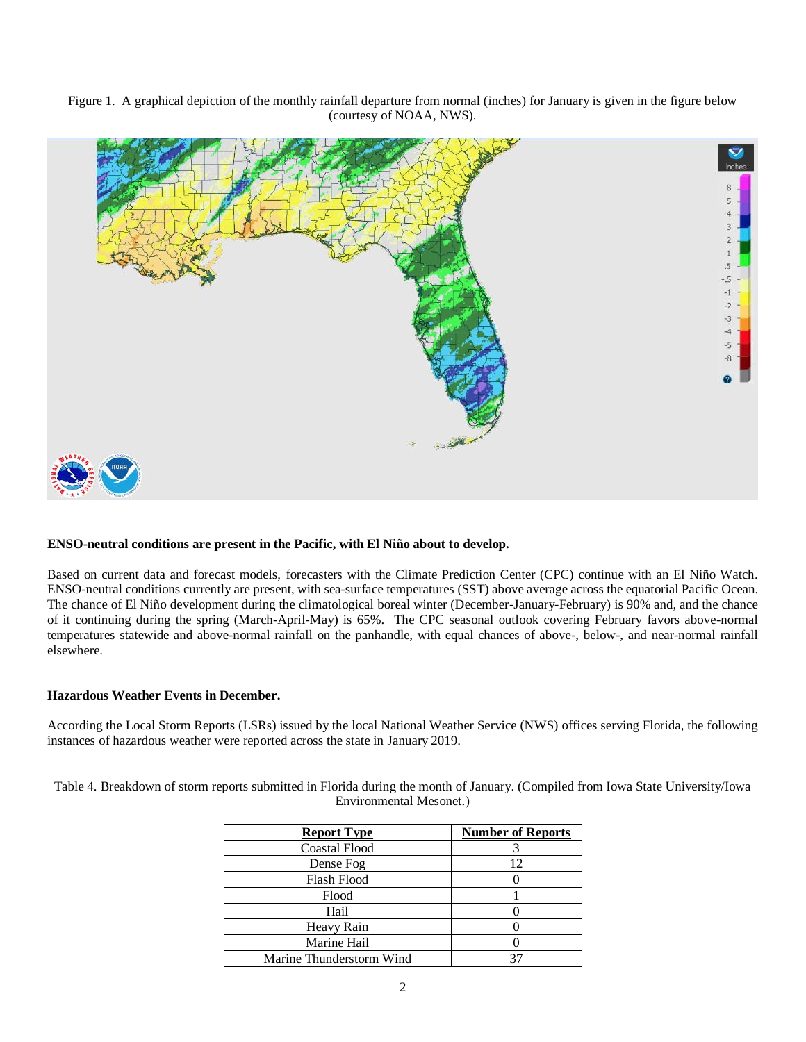Figure 1. A graphical depiction of the monthly rainfall departure from normal (inches) for January is given in the figure below (courtesy of NOAA, NWS).

**ENSO-neutral conditions are present in the Pacific, with El Niño about to develop.**

Based on current data and forecast models, forecasters with the Climate Prediction Center (CPC) continue with an El Niño Watch. ENSO-neutral conditions currently are present, with sea-surface temperatures (SST) above average across the equatorial Pacific Ocean. The chance of El Niño development during the climatological boreal winter (December-January-February) is 90% and, and the chance of it continuing during the spring (March-April-May) is 65%. The CPC seasonal outlook covering February favors above-normal temperatures statewide and above-normal rainfall on the panhandle, with equal chances of above-, below-, and near-normal rainfall elsewhere.

**Hazardous Weather Events in December.**

According the Local Storm Reports (LSRs) issued by the local National Weather Service (NWS) offices serving Florida, the following instances of hazardous weather were reported across the state in January 2019.

Table 4. Breakdown of storm reports submitted in Florida during the month of January. (Compiled from Iowa State University/Iowa Environmental Mesonet.)

| Report Type | Number of Reports |
|---|---|
| Coastal Flood | 3 |
| Dense Fog | 12 |
| Flash Flood | 0 |
| Flood | 1 |
| Hail | 0 |
| Heavy Rain | 0 |
| Marine Hail | 0 |
| Marine Thunderstorm Wind | 37 |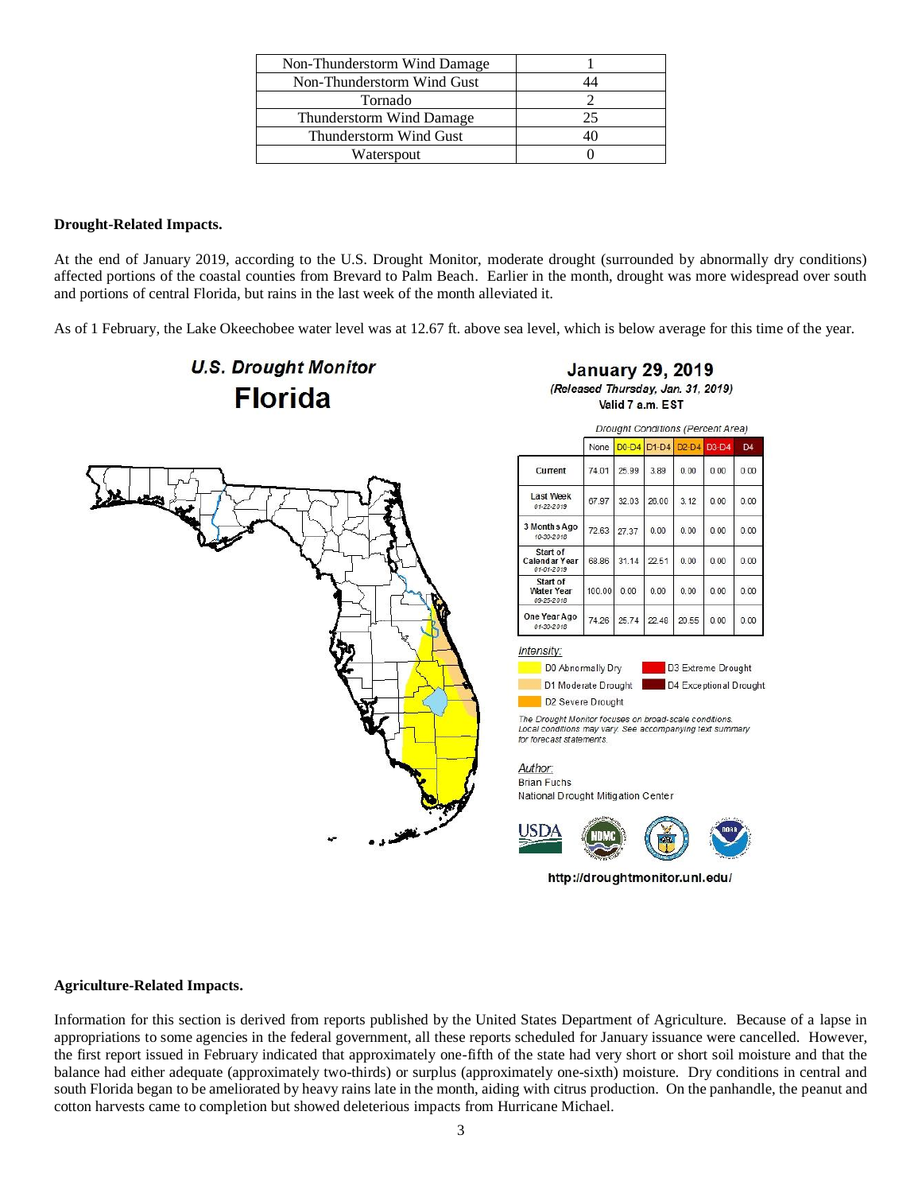| Non-Thunderstorm Wind Damage | 1 |
|---|---|
| Non-Thunderstorm Wind Gust | 44 |
| Tornado | 2 |
| Thunderstorm Wind Damage | 25 |
| Thunderstorm Wind Gust | 40 |
| Waterspout | 0 |

**Drought-Related Impacts.**

At the end of January 2019, according to the U.S. Drought Monitor, moderate drought (surrounded by abnormally dry conditions) affected portions of the coastal counties from Brevard to Palm Beach. Earlier in the month, drought was more widespread over south and portions of central Florida, but rains in the last week of the month alleviated it.

As of 1 February, the Lake Okeechobee water level was at 12.67 ft. above sea level, which is below average for this time of the year.

**U.S. Drought Monitor**
**Florida**

**January 29, 2019**
*(Released Thursday, Jan. 31, 2019)*
Valid 7 a.m. EST

*Drought Conditions (Percent Area)*

| | None | D0-D4 | D1-D4 | D2-D4 | D3-D4 | D4 |
|---|---|---|---|---|---|---|
| Current | 74.01 | 25.99 | 3.89 | 0.00 | 0.00 | 0.00 |
| Last Week *01-22-2019* | 67.97 | 32.03 | 26.00 | 3.12 | 0.00 | 0.00 |
| 3 Months Ago *10-30-2018* | 72.63 | 27.37 | 0.00 | 0.00 | 0.00 | 0.00 |
| Start of Calendar Year *01-01-2019* | 68.86 | 31.14 | 22.51 | 0.00 | 0.00 | 0.00 |
| Start of Water Year *09-25-2018* | 100.00 | 0.00 | 0.00 | 0.00 | 0.00 | 0.00 |
| One Year Ago *01-30-2018* | 74.26 | 25.74 | 22.48 | 20.55 | 0.00 | 0.00 |

*Intensity:*
- D0 Abnormally Dry
- D1 Moderate Drought
- D2 Severe Drought
- D3 Extreme Drought
- D4 Exceptional Drought

*The Drought Monitor focuses on broad-scale conditions. Local conditions may vary. See accompanying text summary for forecast statements.*

*Author:*
Brian Fuchs
National Drought Mitigation Center

http://droughtmonitor.unl.edu/

**Agriculture-Related Impacts.**

Information for this section is derived from reports published by the United States Department of Agriculture. Because of a lapse in appropriations to some agencies in the federal government, all these reports scheduled for January issuance were cancelled. However, the first report issued in February indicated that approximately one-fifth of the state had very short or short soil moisture and that the balance had either adequate (approximately two-thirds) or surplus (approximately one-sixth) moisture. Dry conditions in central and south Florida began to be ameliorated by heavy rains late in the month, aiding with citrus production. On the panhandle, the peanut and cotton harvests came to completion but showed deleterious impacts from Hurricane Michael.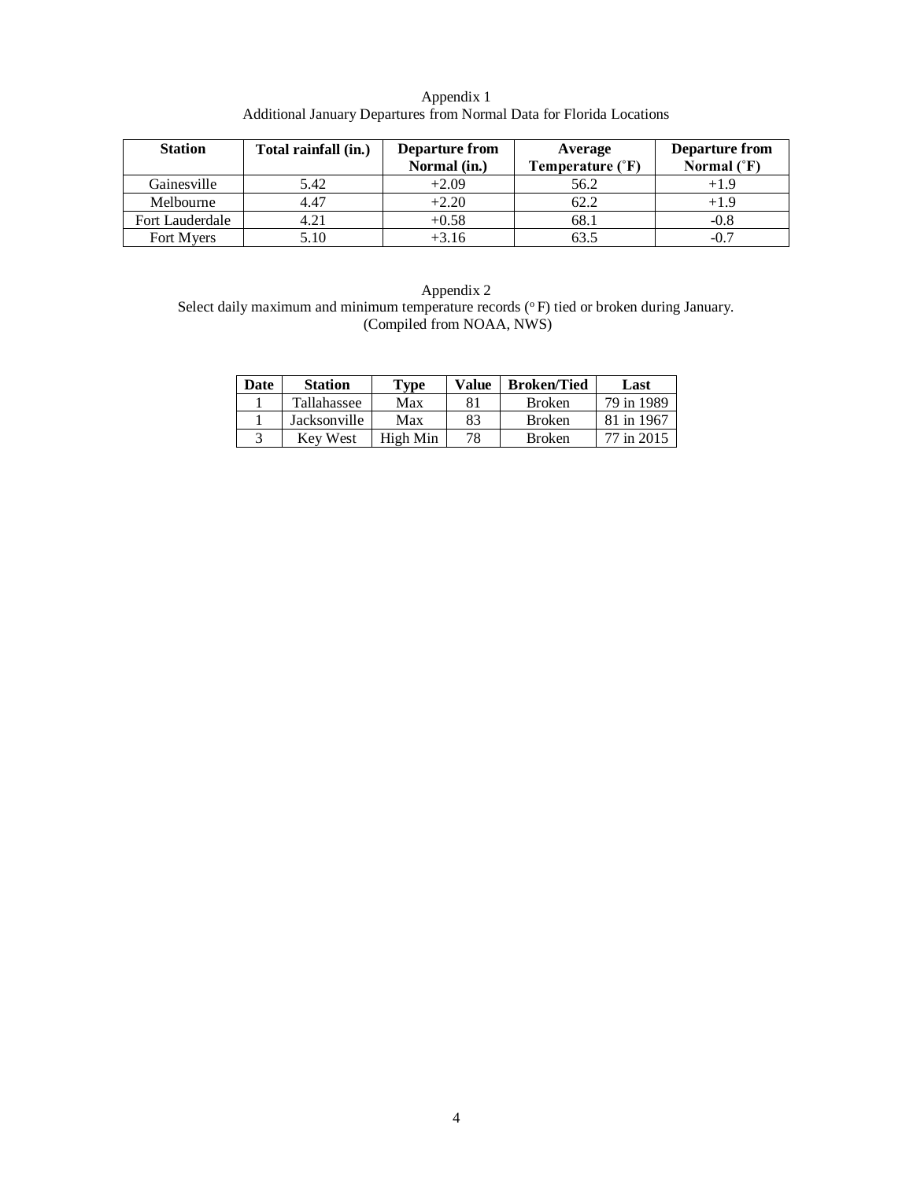Appendix 1
Additional January Departures from Normal Data for Florida Locations

| Station | Total rainfall (in.) | Departure from Normal (in.) | Average Temperature (˚F) | Departure from Normal (˚F) |
|---|---|---|---|---|
| Gainesville | 5.42 | +2.09 | 56.2 | +1.9 |
| Melbourne | 4.47 | +2.20 | 62.2 | +1.9 |
| Fort Lauderdale | 4.21 | +0.58 | 68.1 | -0.8 |
| Fort Myers | 5.10 | +3.16 | 63.5 | -0.7 |

Appendix 2
Select daily maximum and minimum temperature records (° F) tied or broken during January.
(Compiled from NOAA, NWS)

| Date | Station | Type | Value | Broken/Tied | Last |
|---|---|---|---|---|---|
| 1 | Tallahassee | Max | 81 | Broken | 79 in 1989 |
| 1 | Jacksonville | Max | 83 | Broken | 81 in 1967 |
| 3 | Key West | High Min | 78 | Broken | 77 in 2015 |